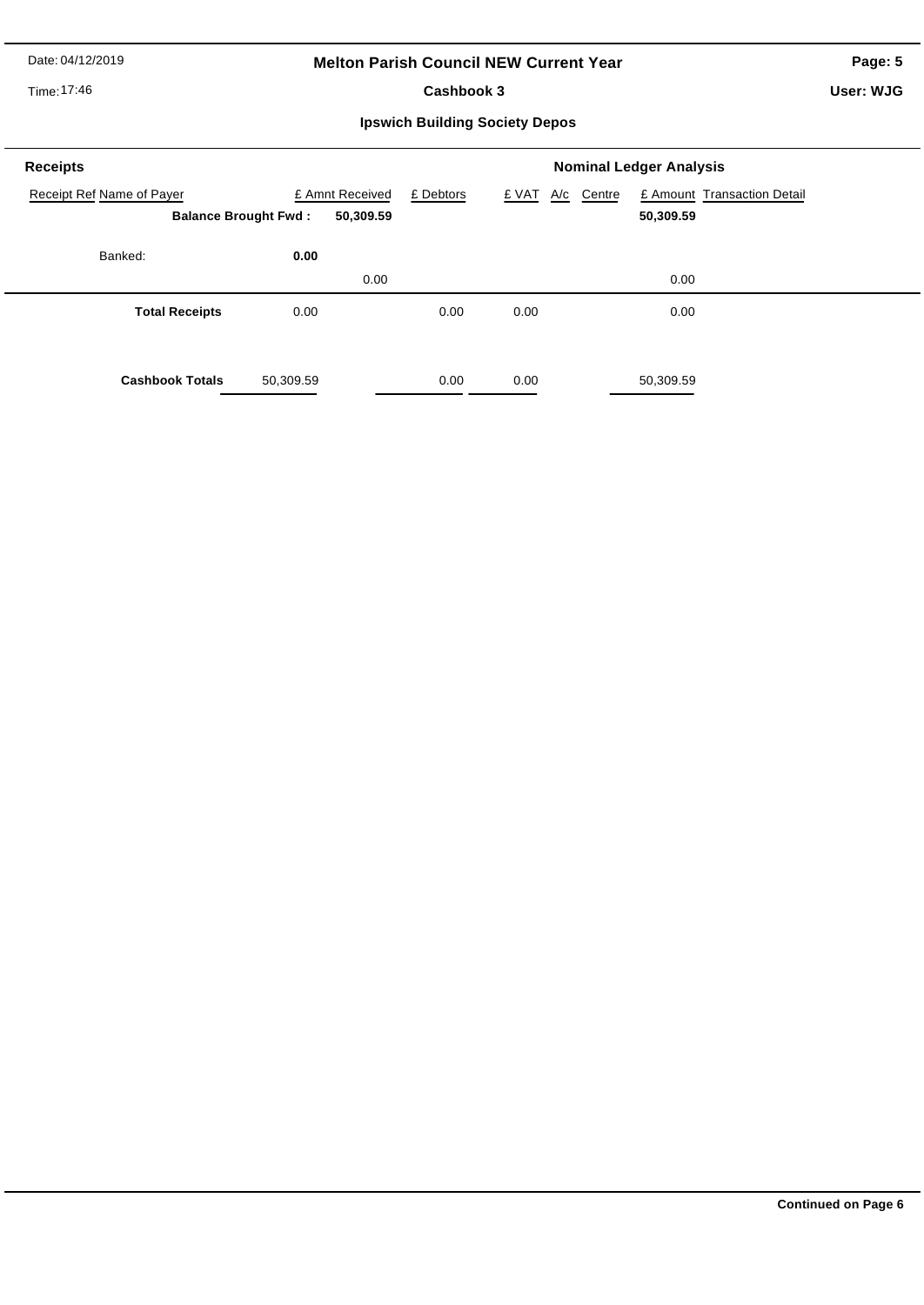# Melton Parish Council NEW Current Year

## Cashbook 3

### Ipswich Building Society Depos

Date: 04/12/2019

Time: 17:46

User: WJG

**Receipts** — **Nominal Ledger Analysis**

| Receipt Ref | Name of Payer | £ Amnt Received | £ Debtors | £ VAT | A/c | Centre | £ Amount | Transaction Detail |
|---|---|---|---|---|---|---|---|---|
| | **Balance Brought Fwd :** | **50,309.59** | | | | | **50,309.59** | |
| Banked: | **0.00** | | | | | | | |
| | | 0.00 | | | | | 0.00 | |
| | **Total Receipts** 0.00 | | 0.00 | 0.00 | | | 0.00 | |
| | **Cashbook Totals** 50,309.59 | | 0.00 | 0.00 | | | 50,309.59 | |

**Continued on Page 6**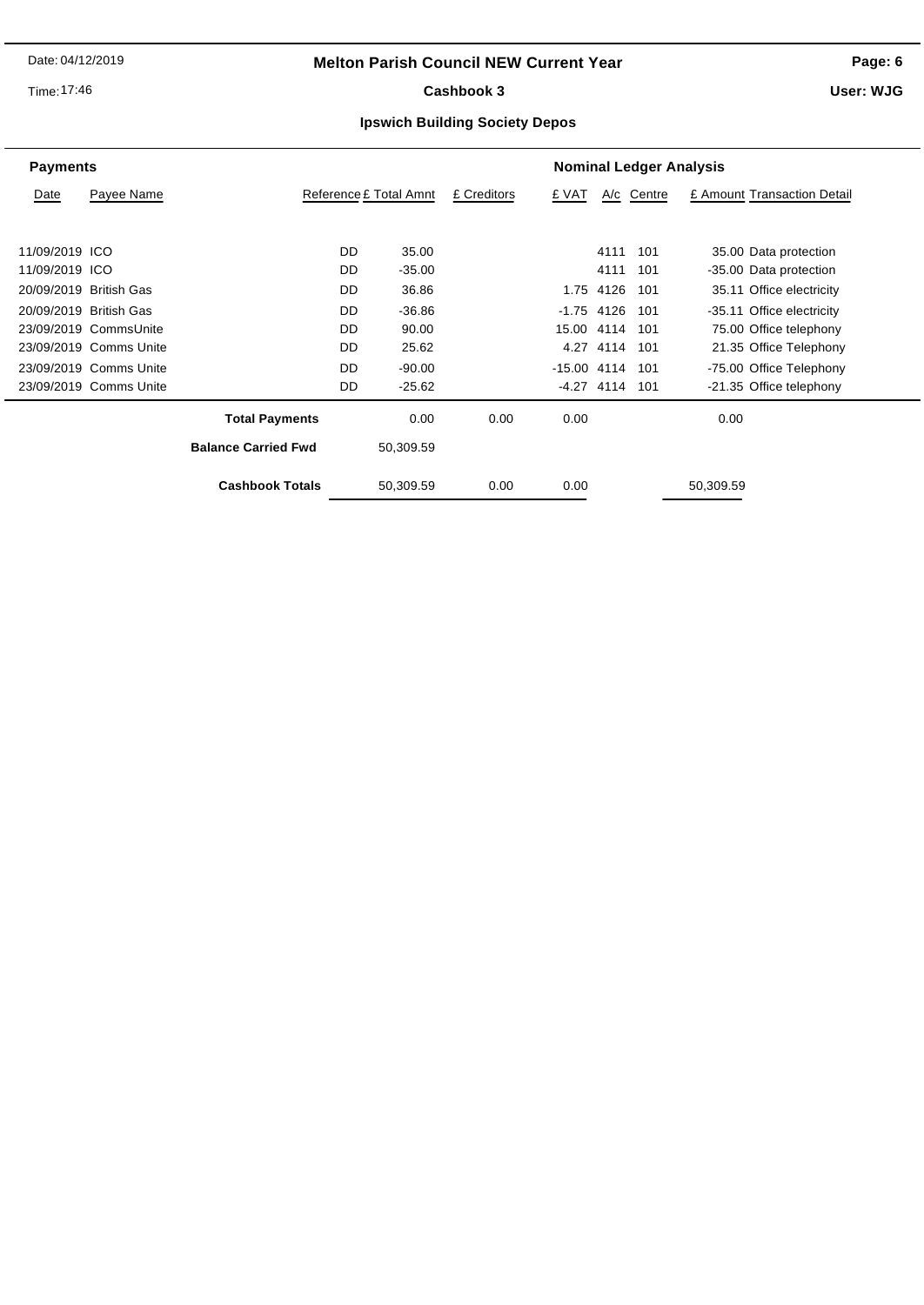# Melton Parish Council NEW Current Year

## Cashbook 3

### Ipswich Building Society Depos

| Payments | | | | | | Nominal Ledger Analysis | | | |
|---|---|---|---|---|---|---|---|---|---|
| Date | Payee Name | Reference | £ Total Amnt | £ Creditors | £ VAT | A/c | Centre | £ Amount | Transaction Detail |
| 11/09/2019 | ICO | DD | 35.00 | | | 4111 | 101 | 35.00 | Data protection |
| 11/09/2019 | ICO | DD | -35.00 | | | 4111 | 101 | -35.00 | Data protection |
| 20/09/2019 | British Gas | DD | 36.86 | | 1.75 | 4126 | 101 | 35.11 | Office electricity |
| 20/09/2019 | British Gas | DD | -36.86 | | -1.75 | 4126 | 101 | -35.11 | Office electricity |
| 23/09/2019 | CommsUnite | DD | 90.00 | | 15.00 | 4114 | 101 | 75.00 | Office telephony |
| 23/09/2019 | Comms Unite | DD | 25.62 | | 4.27 | 4114 | 101 | 21.35 | Office Telephony |
| 23/09/2019 | Comms Unite | DD | -90.00 | | -15.00 | 4114 | 101 | -75.00 | Office Telephony |
| 23/09/2019 | Comms Unite | DD | -25.62 | | -4.27 | 4114 | 101 | -21.35 | Office telephony |
| | **Total Payments** | | 0.00 | 0.00 | 0.00 | | | 0.00 | |
| | **Balance Carried Fwd** | | 50,309.59 | | | | | | |
| | **Cashbook Totals** | | 50,309.59 | 0.00 | 0.00 | | | 50,309.59 | |